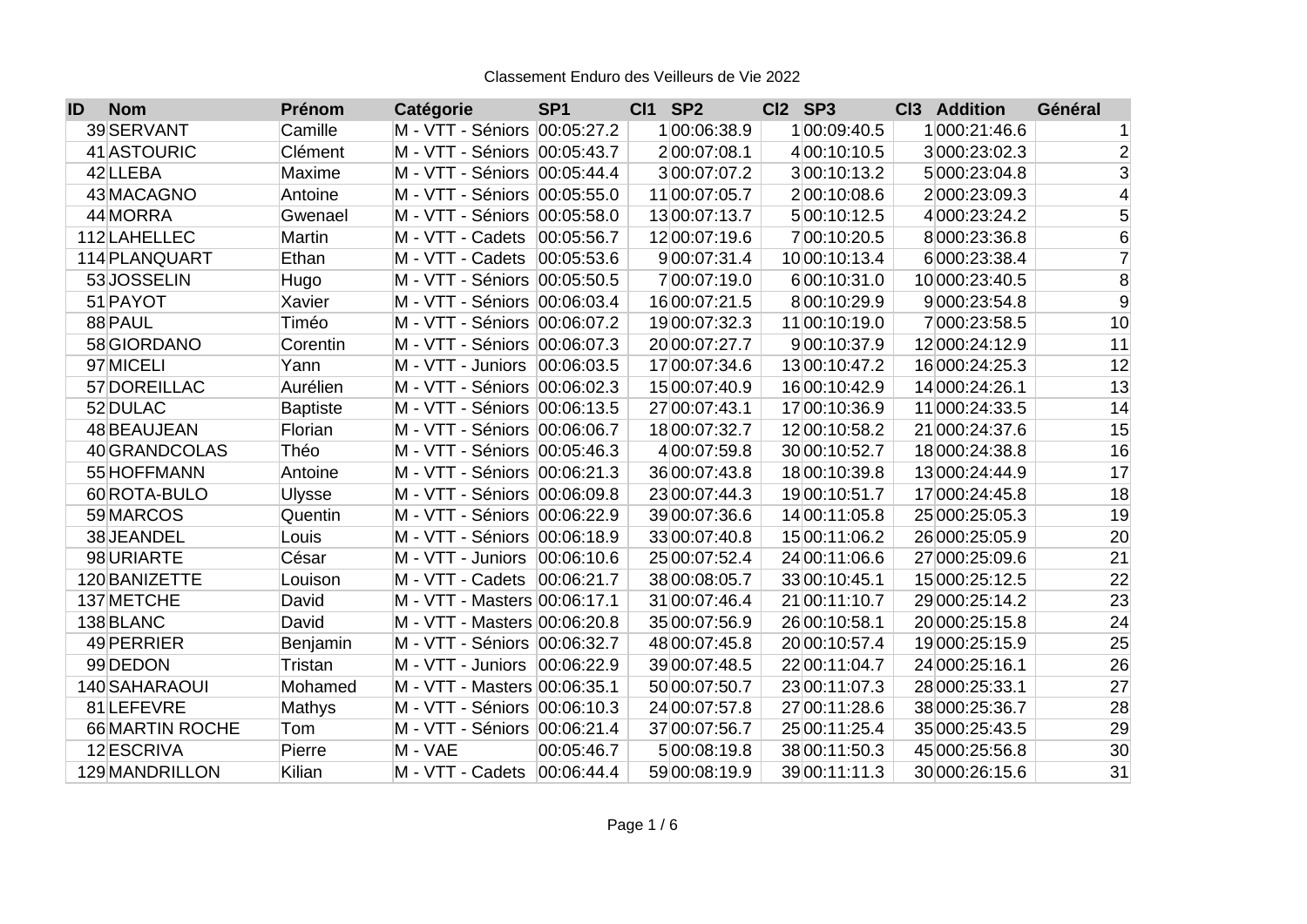Classement Enduro des Veilleurs de Vie 2022

| ID | Nom | Prénom | Catégorie | SP1 | Cl1 | SP2 | Cl2 | SP3 | Cl3 | Addition | Général |
|---|---|---|---|---|---|---|---|---|---|---|---|
| 39 | SERVANT | Camille | M - VTT - Séniors | 00:05:27.2 | 1 | 00:06:38.9 | 1 | 00:09:40.5 | 1 | 000:21:46.6 | 1 |
| 41 | ASTOURIC | Clément | M - VTT - Séniors | 00:05:43.7 | 2 | 00:07:08.1 | 4 | 00:10:10.5 | 3 | 000:23:02.3 | 2 |
| 42 | LLEBA | Maxime | M - VTT - Séniors | 00:05:44.4 | 3 | 00:07:07.2 | 3 | 00:10:13.2 | 5 | 000:23:04.8 | 3 |
| 43 | MACAGNO | Antoine | M - VTT - Séniors | 00:05:55.0 | 11 | 00:07:05.7 | 2 | 00:10:08.6 | 2 | 000:23:09.3 | 4 |
| 44 | MORRA | Gwenael | M - VTT - Séniors | 00:05:58.0 | 13 | 00:07:13.7 | 5 | 00:10:12.5 | 4 | 000:23:24.2 | 5 |
| 112 | LAHELLEC | Martin | M - VTT - Cadets | 00:05:56.7 | 12 | 00:07:19.6 | 7 | 00:10:20.5 | 8 | 000:23:36.8 | 6 |
| 114 | PLANQUART | Ethan | M - VTT - Cadets | 00:05:53.6 | 9 | 00:07:31.4 | 10 | 00:10:13.4 | 6 | 000:23:38.4 | 7 |
| 53 | JOSSELIN | Hugo | M - VTT - Séniors | 00:05:50.5 | 7 | 00:07:19.0 | 6 | 00:10:31.0 | 10 | 000:23:40.5 | 8 |
| 51 | PAYOT | Xavier | M - VTT - Séniors | 00:06:03.4 | 16 | 00:07:21.5 | 8 | 00:10:29.9 | 9 | 000:23:54.8 | 9 |
| 88 | PAUL | Timéo | M - VTT - Séniors | 00:06:07.2 | 19 | 00:07:32.3 | 11 | 00:10:19.0 | 7 | 000:23:58.5 | 10 |
| 58 | GIORDANO | Corentin | M - VTT - Séniors | 00:06:07.3 | 20 | 00:07:27.7 | 9 | 00:10:37.9 | 12 | 000:24:12.9 | 11 |
| 97 | MICELI | Yann | M - VTT - Juniors | 00:06:03.5 | 17 | 00:07:34.6 | 13 | 00:10:47.2 | 16 | 000:24:25.3 | 12 |
| 57 | DOREILLAC | Aurélien | M - VTT - Séniors | 00:06:02.3 | 15 | 00:07:40.9 | 16 | 00:10:42.9 | 14 | 000:24:26.1 | 13 |
| 52 | DULAC | Baptiste | M - VTT - Séniors | 00:06:13.5 | 27 | 00:07:43.1 | 17 | 00:10:36.9 | 11 | 000:24:33.5 | 14 |
| 48 | BEAUJEAN | Florian | M - VTT - Séniors | 00:06:06.7 | 18 | 00:07:32.7 | 12 | 00:10:58.2 | 21 | 000:24:37.6 | 15 |
| 40 | GRANDCOLAS | Théo | M - VTT - Séniors | 00:05:46.3 | 4 | 00:07:59.8 | 30 | 00:10:52.7 | 18 | 000:24:38.8 | 16 |
| 55 | HOFFMANN | Antoine | M - VTT - Séniors | 00:06:21.3 | 36 | 00:07:43.8 | 18 | 00:10:39.8 | 13 | 000:24:44.9 | 17 |
| 60 | ROTA-BULO | Ulysse | M - VTT - Séniors | 00:06:09.8 | 23 | 00:07:44.3 | 19 | 00:10:51.7 | 17 | 000:24:45.8 | 18 |
| 59 | MARCOS | Quentin | M - VTT - Séniors | 00:06:22.9 | 39 | 00:07:36.6 | 14 | 00:11:05.8 | 25 | 000:25:05.3 | 19 |
| 38 | JEANDEL | Louis | M - VTT - Séniors | 00:06:18.9 | 33 | 00:07:40.8 | 15 | 00:11:06.2 | 26 | 000:25:05.9 | 20 |
| 98 | URIARTE | César | M - VTT - Juniors | 00:06:10.6 | 25 | 00:07:52.4 | 24 | 00:11:06.6 | 27 | 000:25:09.6 | 21 |
| 120 | BANIZETTE | Louison | M - VTT - Cadets | 00:06:21.7 | 38 | 00:08:05.7 | 33 | 00:10:45.1 | 15 | 000:25:12.5 | 22 |
| 137 | METCHE | David | M - VTT - Masters | 00:06:17.1 | 31 | 00:07:46.4 | 21 | 00:11:10.7 | 29 | 000:25:14.2 | 23 |
| 138 | BLANC | David | M - VTT - Masters | 00:06:20.8 | 35 | 00:07:56.9 | 26 | 00:10:58.1 | 20 | 000:25:15.8 | 24 |
| 49 | PERRIER | Benjamin | M - VTT - Séniors | 00:06:32.7 | 48 | 00:07:45.8 | 20 | 00:10:57.4 | 19 | 000:25:15.9 | 25 |
| 99 | DEDON | Tristan | M - VTT - Juniors | 00:06:22.9 | 39 | 00:07:48.5 | 22 | 00:11:04.7 | 24 | 000:25:16.1 | 26 |
| 140 | SAHARAOUI | Mohamed | M - VTT - Masters | 00:06:35.1 | 50 | 00:07:50.7 | 23 | 00:11:07.3 | 28 | 000:25:33.1 | 27 |
| 81 | LEFEVRE | Mathys | M - VTT - Séniors | 00:06:10.3 | 24 | 00:07:57.8 | 27 | 00:11:28.6 | 38 | 000:25:36.7 | 28 |
| 66 | MARTIN ROCHE | Tom | M - VTT - Séniors | 00:06:21.4 | 37 | 00:07:56.7 | 25 | 00:11:25.4 | 35 | 000:25:43.5 | 29 |
| 12 | ESCRIVA | Pierre | M - VAE | 00:05:46.7 | 5 | 00:08:19.8 | 38 | 00:11:50.3 | 45 | 000:25:56.8 | 30 |
| 129 | MANDRILLON | Kilian | M - VTT - Cadets | 00:06:44.4 | 59 | 00:08:19.9 | 39 | 00:11:11.3 | 30 | 000:26:15.6 | 31 |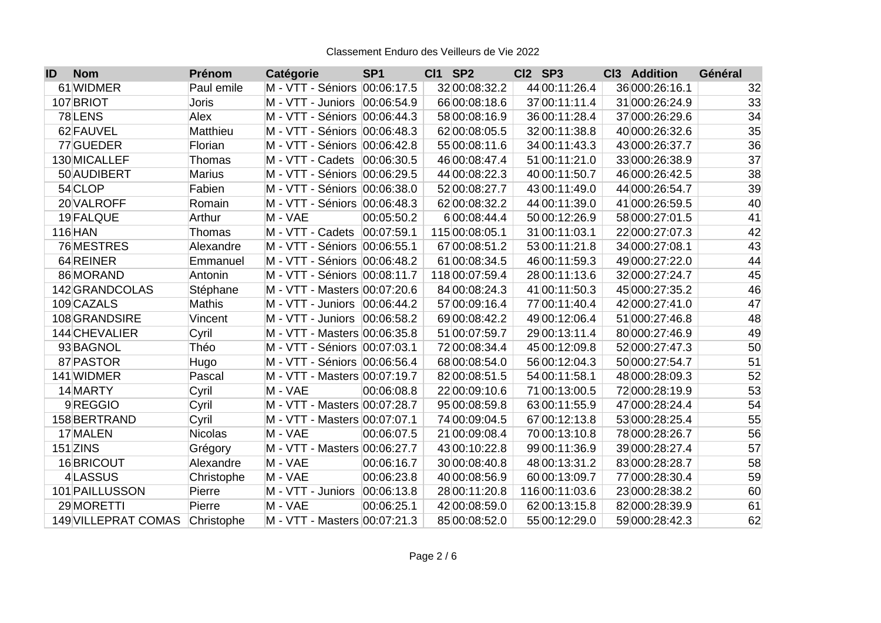Classement Enduro des Veilleurs de Vie 2022

| ID | Nom | Prénom | Catégorie | SP1 | Cl1 | SP2 | Cl2 | SP3 | Cl3 | Addition | Général |
|---|---|---|---|---|---|---|---|---|---|---|---|
| 61 | WIDMER | Paul emile | M - VTT - Séniors | 00:06:17.5 | 32 | 00:08:32.2 | 44 | 00:11:26.4 | 36 | 000:26:16.1 | 32 |
| 107 | BRIOT | Joris | M - VTT - Juniors | 00:06:54.9 | 66 | 00:08:18.6 | 37 | 00:11:11.4 | 31 | 000:26:24.9 | 33 |
| 78 | LENS | Alex | M - VTT - Séniors | 00:06:44.3 | 58 | 00:08:16.9 | 36 | 00:11:28.4 | 37 | 000:26:29.6 | 34 |
| 62 | FAUVEL | Matthieu | M - VTT - Séniors | 00:06:48.3 | 62 | 00:08:05.5 | 32 | 00:11:38.8 | 40 | 000:26:32.6 | 35 |
| 77 | GUEDER | Florian | M - VTT - Séniors | 00:06:42.8 | 55 | 00:08:11.6 | 34 | 00:11:43.3 | 43 | 000:26:37.7 | 36 |
| 130 | MICALLEF | Thomas | M - VTT - Cadets | 00:06:30.5 | 46 | 00:08:47.4 | 51 | 00:11:21.0 | 33 | 000:26:38.9 | 37 |
| 50 | AUDIBERT | Marius | M - VTT - Séniors | 00:06:29.5 | 44 | 00:08:22.3 | 40 | 00:11:50.7 | 46 | 000:26:42.5 | 38 |
| 54 | CLOP | Fabien | M - VTT - Séniors | 00:06:38.0 | 52 | 00:08:27.7 | 43 | 00:11:49.0 | 44 | 000:26:54.7 | 39 |
| 20 | VALROFF | Romain | M - VTT - Séniors | 00:06:48.3 | 62 | 00:08:32.2 | 44 | 00:11:39.0 | 41 | 000:26:59.5 | 40 |
| 19 | FALQUE | Arthur | M - VAE | 00:05:50.2 | 6 | 00:08:44.4 | 50 | 00:12:26.9 | 58 | 000:27:01.5 | 41 |
| 116 | HAN | Thomas | M - VTT - Cadets | 00:07:59.1 | 115 | 00:08:05.1 | 31 | 00:11:03.1 | 22 | 000:27:07.3 | 42 |
| 76 | MESTRES | Alexandre | M - VTT - Séniors | 00:06:55.1 | 67 | 00:08:51.2 | 53 | 00:11:21.8 | 34 | 000:27:08.1 | 43 |
| 64 | REINER | Emmanuel | M - VTT - Séniors | 00:06:48.2 | 61 | 00:08:34.5 | 46 | 00:11:59.3 | 49 | 000:27:22.0 | 44 |
| 86 | MORAND | Antonin | M - VTT - Séniors | 00:08:11.7 | 118 | 00:07:59.4 | 28 | 00:11:13.6 | 32 | 000:27:24.7 | 45 |
| 142 | GRANDCOLAS | Stéphane | M - VTT - Masters | 00:07:20.6 | 84 | 00:08:24.3 | 41 | 00:11:50.3 | 45 | 000:27:35.2 | 46 |
| 109 | CAZALS | Mathis | M - VTT - Juniors | 00:06:44.2 | 57 | 00:09:16.4 | 77 | 00:11:40.4 | 42 | 000:27:41.0 | 47 |
| 108 | GRANDSIRE | Vincent | M - VTT - Juniors | 00:06:58.2 | 69 | 00:08:42.2 | 49 | 00:12:06.4 | 51 | 000:27:46.8 | 48 |
| 144 | CHEVALIER | Cyril | M - VTT - Masters | 00:06:35.8 | 51 | 00:07:59.7 | 29 | 00:13:11.4 | 80 | 000:27:46.9 | 49 |
| 93 | BAGNOL | Théo | M - VTT - Séniors | 00:07:03.1 | 72 | 00:08:34.4 | 45 | 00:12:09.8 | 52 | 000:27:47.3 | 50 |
| 87 | PASTOR | Hugo | M - VTT - Séniors | 00:06:56.4 | 68 | 00:08:54.0 | 56 | 00:12:04.3 | 50 | 000:27:54.7 | 51 |
| 141 | WIDMER | Pascal | M - VTT - Masters | 00:07:19.7 | 82 | 00:08:51.5 | 54 | 00:11:58.1 | 48 | 000:28:09.3 | 52 |
| 14 | MARTY | Cyril | M - VAE | 00:06:08.8 | 22 | 00:09:10.6 | 71 | 00:13:00.5 | 72 | 000:28:19.9 | 53 |
| 9 | REGGIO | Cyril | M - VTT - Masters | 00:07:28.7 | 95 | 00:08:59.8 | 63 | 00:11:55.9 | 47 | 000:28:24.4 | 54 |
| 158 | BERTRAND | Cyril | M - VTT - Masters | 00:07:07.1 | 74 | 00:09:04.5 | 67 | 00:12:13.8 | 53 | 000:28:25.4 | 55 |
| 17 | MALEN | Nicolas | M - VAE | 00:06:07.5 | 21 | 00:09:08.4 | 70 | 00:13:10.8 | 78 | 000:28:26.7 | 56 |
| 151 | ZINS | Grégory | M - VTT - Masters | 00:06:27.7 | 43 | 00:10:22.8 | 99 | 00:11:36.9 | 39 | 000:28:27.4 | 57 |
| 16 | BRICOUT | Alexandre | M - VAE | 00:06:16.7 | 30 | 00:08:40.8 | 48 | 00:13:31.2 | 83 | 000:28:28.7 | 58 |
| 4 | LASSUS | Christophe | M - VAE | 00:06:23.8 | 40 | 00:08:56.9 | 60 | 00:13:09.7 | 77 | 000:28:30.4 | 59 |
| 101 | PAILLUSSON | Pierre | M - VTT - Juniors | 00:06:13.8 | 28 | 00:11:20.8 | 116 | 00:11:03.6 | 23 | 000:28:38.2 | 60 |
| 29 | MORETTI | Pierre | M - VAE | 00:06:25.1 | 42 | 00:08:59.0 | 62 | 00:13:15.8 | 82 | 000:28:39.9 | 61 |
| 149 | VILLEPRAT COMAS | Christophe | M - VTT - Masters | 00:07:21.3 | 85 | 00:08:52.0 | 55 | 00:12:29.0 | 59 | 000:28:42.3 | 62 |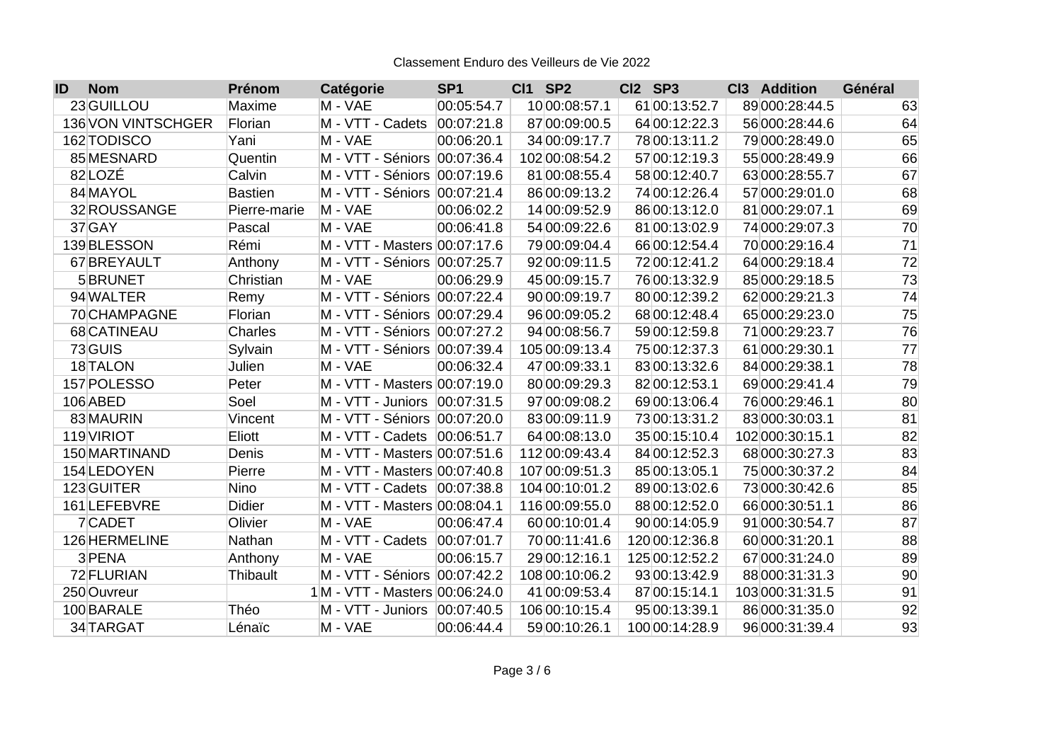Classement Enduro des Veilleurs de Vie 2022

| ID | Nom | Prénom | Catégorie | SP1 | Cl1 | SP2 | Cl2 | SP3 | Cl3 | Addition | Général |
|---|---|---|---|---|---|---|---|---|---|---|---|
| 23 | GUILLOU | Maxime | M - VAE | 00:05:54.7 | 10 | 00:08:57.1 | 61 | 00:13:52.7 | 89 | 000:28:44.5 | 63 |
| 136 | VON VINTSCHGER | Florian | M - VTT - Cadets | 00:07:21.8 | 87 | 00:09:00.5 | 64 | 00:12:22.3 | 56 | 000:28:44.6 | 64 |
| 162 | TODISCO | Yani | M - VAE | 00:06:20.1 | 34 | 00:09:17.7 | 78 | 00:13:11.2 | 79 | 000:28:49.0 | 65 |
| 85 | MESNARD | Quentin | M - VTT - Séniors | 00:07:36.4 | 102 | 00:08:54.2 | 57 | 00:12:19.3 | 55 | 000:28:49.9 | 66 |
| 82 | LOZÉ | Calvin | M - VTT - Séniors | 00:07:19.6 | 81 | 00:08:55.4 | 58 | 00:12:40.7 | 63 | 000:28:55.7 | 67 |
| 84 | MAYOL | Bastien | M - VTT - Séniors | 00:07:21.4 | 86 | 00:09:13.2 | 74 | 00:12:26.4 | 57 | 000:29:01.0 | 68 |
| 32 | ROUSSANGE | Pierre-marie | M - VAE | 00:06:02.2 | 14 | 00:09:52.9 | 86 | 00:13:12.0 | 81 | 000:29:07.1 | 69 |
| 37 | GAY | Pascal | M - VAE | 00:06:41.8 | 54 | 00:09:22.6 | 81 | 00:13:02.9 | 74 | 000:29:07.3 | 70 |
| 139 | BLESSON | Rémi | M - VTT - Masters | 00:07:17.6 | 79 | 00:09:04.4 | 66 | 00:12:54.4 | 70 | 000:29:16.4 | 71 |
| 67 | BREYAULT | Anthony | M - VTT - Séniors | 00:07:25.7 | 92 | 00:09:11.5 | 72 | 00:12:41.2 | 64 | 000:29:18.4 | 72 |
| 5 | BRUNET | Christian | M - VAE | 00:06:29.9 | 45 | 00:09:15.7 | 76 | 00:13:32.9 | 85 | 000:29:18.5 | 73 |
| 94 | WALTER | Remy | M - VTT - Séniors | 00:07:22.4 | 90 | 00:09:19.7 | 80 | 00:12:39.2 | 62 | 000:29:21.3 | 74 |
| 70 | CHAMPAGNE | Florian | M - VTT - Séniors | 00:07:29.4 | 96 | 00:09:05.2 | 68 | 00:12:48.4 | 65 | 000:29:23.0 | 75 |
| 68 | CATINEAU | Charles | M - VTT - Séniors | 00:07:27.2 | 94 | 00:08:56.7 | 59 | 00:12:59.8 | 71 | 000:29:23.7 | 76 |
| 73 | GUIS | Sylvain | M - VTT - Séniors | 00:07:39.4 | 105 | 00:09:13.4 | 75 | 00:12:37.3 | 61 | 000:29:30.1 | 77 |
| 18 | TALON | Julien | M - VAE | 00:06:32.4 | 47 | 00:09:33.1 | 83 | 00:13:32.6 | 84 | 000:29:38.1 | 78 |
| 157 | POLESSO | Peter | M - VTT - Masters | 00:07:19.0 | 80 | 00:09:29.3 | 82 | 00:12:53.1 | 69 | 000:29:41.4 | 79 |
| 106 | ABED | Soel | M - VTT - Juniors | 00:07:31.5 | 97 | 00:09:08.2 | 69 | 00:13:06.4 | 76 | 000:29:46.1 | 80 |
| 83 | MAURIN | Vincent | M - VTT - Séniors | 00:07:20.0 | 83 | 00:09:11.9 | 73 | 00:13:31.2 | 83 | 000:30:03.1 | 81 |
| 119 | VIRIOT | Eliott | M - VTT - Cadets | 00:06:51.7 | 64 | 00:08:13.0 | 35 | 00:15:10.4 | 102 | 000:30:15.1 | 82 |
| 150 | MARTINAND | Denis | M - VTT - Masters | 00:07:51.6 | 112 | 00:09:43.4 | 84 | 00:12:52.3 | 68 | 000:30:27.3 | 83 |
| 154 | LEDOYEN | Pierre | M - VTT - Masters | 00:07:40.8 | 107 | 00:09:51.3 | 85 | 00:13:05.1 | 75 | 000:30:37.2 | 84 |
| 123 | GUITER | Nino | M - VTT - Cadets | 00:07:38.8 | 104 | 00:10:01.2 | 89 | 00:13:02.6 | 73 | 000:30:42.6 | 85 |
| 161 | LEFEBVRE | Didier | M - VTT - Masters | 00:08:04.1 | 116 | 00:09:55.0 | 88 | 00:12:52.0 | 66 | 000:30:51.1 | 86 |
| 7 | CADET | Olivier | M - VAE | 00:06:47.4 | 60 | 00:10:01.4 | 90 | 00:14:05.9 | 91 | 000:30:54.7 | 87 |
| 126 | HERMELINE | Nathan | M - VTT - Cadets | 00:07:01.7 | 70 | 00:11:41.6 | 120 | 00:12:36.8 | 60 | 000:31:20.1 | 88 |
| 3 | PENA | Anthony | M - VAE | 00:06:15.7 | 29 | 00:12:16.1 | 125 | 00:12:52.2 | 67 | 000:31:24.0 | 89 |
| 72 | FLURIAN | Thibault | M - VTT - Séniors | 00:07:42.2 | 108 | 00:10:06.2 | 93 | 00:13:42.9 | 88 | 000:31:31.3 | 90 |
| 250 | Ouvreur | 1 | M - VTT - Masters | 00:06:24.0 | 41 | 00:09:53.4 | 87 | 00:15:14.1 | 103 | 000:31:31.5 | 91 |
| 100 | BARALE | Théo | M - VTT - Juniors | 00:07:40.5 | 106 | 00:10:15.4 | 95 | 00:13:39.1 | 86 | 000:31:35.0 | 92 |
| 34 | TARGAT | Lénaïc | M - VAE | 00:06:44.4 | 59 | 00:10:26.1 | 100 | 00:14:28.9 | 96 | 000:31:39.4 | 93 |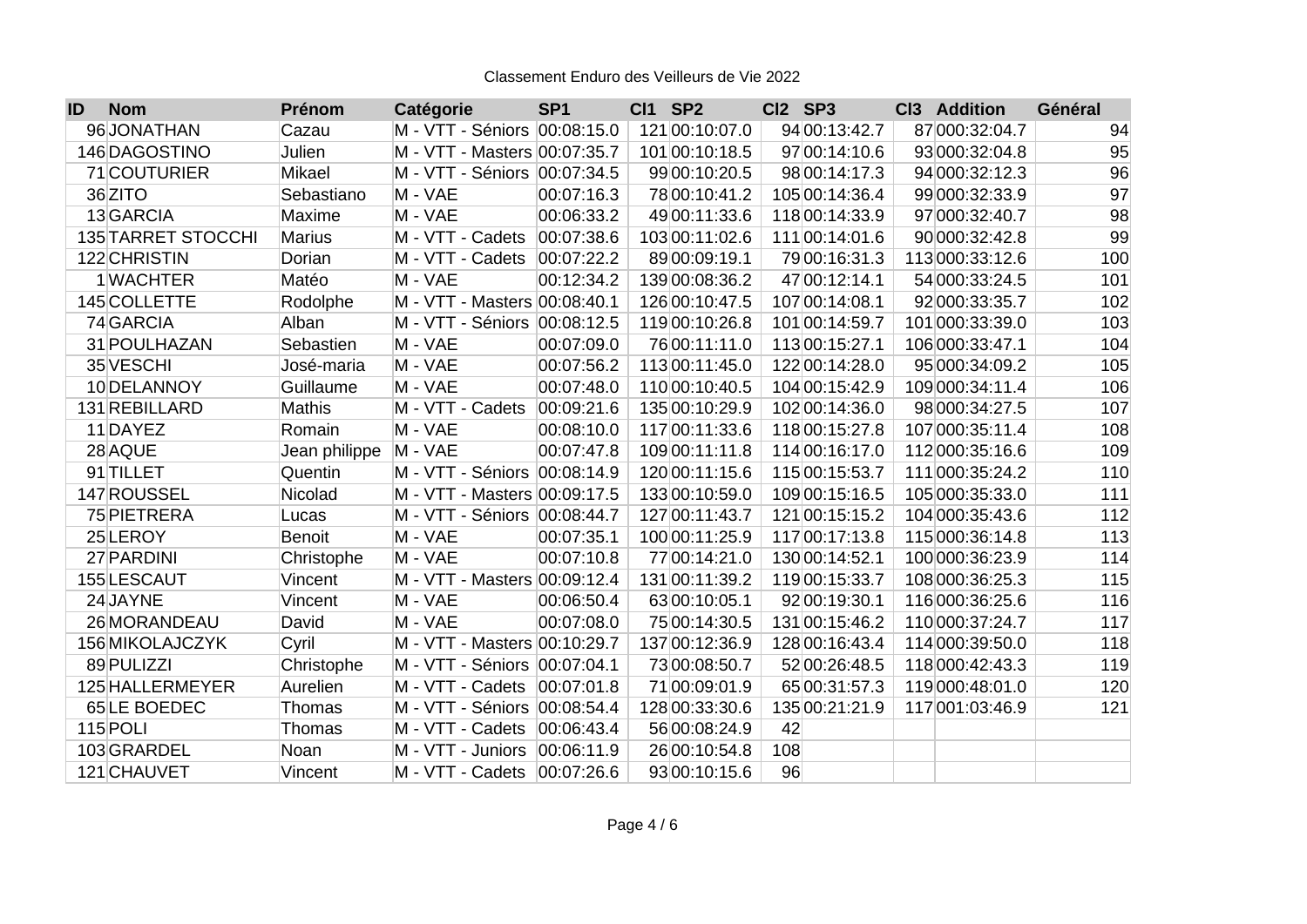Classement Enduro des Veilleurs de Vie 2022

| ID | Nom | Prénom | Catégorie | SP1 | Cl1 | SP2 | Cl2 | SP3 | Cl3 | Addition | Général |
|---|---|---|---|---|---|---|---|---|---|---|---|
| 96 | JONATHAN | Cazau | M - VTT - Séniors | 00:08:15.0 | 121 | 00:10:07.0 | 94 | 00:13:42.7 | 87 | 000:32:04.7 | 94 |
| 146 | DAGOSTINO | Julien | M - VTT - Masters | 00:07:35.7 | 101 | 00:10:18.5 | 97 | 00:14:10.6 | 93 | 000:32:04.8 | 95 |
| 71 | COUTURIER | Mikael | M - VTT - Séniors | 00:07:34.5 | 99 | 00:10:20.5 | 98 | 00:14:17.3 | 94 | 000:32:12.3 | 96 |
| 36 | ZITO | Sebastiano | M - VAE | 00:07:16.3 | 78 | 00:10:41.2 | 105 | 00:14:36.4 | 99 | 000:32:33.9 | 97 |
| 13 | GARCIA | Maxime | M - VAE | 00:06:33.2 | 49 | 00:11:33.6 | 118 | 00:14:33.9 | 97 | 000:32:40.7 | 98 |
| 135 | TARRET STOCCHI | Marius | M - VTT - Cadets | 00:07:38.6 | 103 | 00:11:02.6 | 111 | 00:14:01.6 | 90 | 000:32:42.8 | 99 |
| 122 | CHRISTIN | Dorian | M - VTT - Cadets | 00:07:22.2 | 89 | 00:09:19.1 | 79 | 00:16:31.3 | 113 | 000:33:12.6 | 100 |
| 1 | WACHTER | Matéo | M - VAE | 00:12:34.2 | 139 | 00:08:36.2 | 47 | 00:12:14.1 | 54 | 000:33:24.5 | 101 |
| 145 | COLLETTE | Rodolphe | M - VTT - Masters | 00:08:40.1 | 126 | 00:10:47.5 | 107 | 00:14:08.1 | 92 | 000:33:35.7 | 102 |
| 74 | GARCIA | Alban | M - VTT - Séniors | 00:08:12.5 | 119 | 00:10:26.8 | 101 | 00:14:59.7 | 101 | 000:33:39.0 | 103 |
| 31 | POULHAZAN | Sebastien | M - VAE | 00:07:09.0 | 76 | 00:11:11.0 | 113 | 00:15:27.1 | 106 | 000:33:47.1 | 104 |
| 35 | VESCHI | José-maria | M - VAE | 00:07:56.2 | 113 | 00:11:45.0 | 122 | 00:14:28.0 | 95 | 000:34:09.2 | 105 |
| 10 | DELANNOY | Guillaume | M - VAE | 00:07:48.0 | 110 | 00:10:40.5 | 104 | 00:15:42.9 | 109 | 000:34:11.4 | 106 |
| 131 | REBILLARD | Mathis | M - VTT - Cadets | 00:09:21.6 | 135 | 00:10:29.9 | 102 | 00:14:36.0 | 98 | 000:34:27.5 | 107 |
| 11 | DAYEZ | Romain | M - VAE | 00:08:10.0 | 117 | 00:11:33.6 | 118 | 00:15:27.8 | 107 | 000:35:11.4 | 108 |
| 28 | AQUE | Jean philippe | M - VAE | 00:07:47.8 | 109 | 00:11:11.8 | 114 | 00:16:17.0 | 112 | 000:35:16.6 | 109 |
| 91 | TILLET | Quentin | M - VTT - Séniors | 00:08:14.9 | 120 | 00:11:15.6 | 115 | 00:15:53.7 | 111 | 000:35:24.2 | 110 |
| 147 | ROUSSEL | Nicolad | M - VTT - Masters | 00:09:17.5 | 133 | 00:10:59.0 | 109 | 00:15:16.5 | 105 | 000:35:33.0 | 111 |
| 75 | PIETRERA | Lucas | M - VTT - Séniors | 00:08:44.7 | 127 | 00:11:43.7 | 121 | 00:15:15.2 | 104 | 000:35:43.6 | 112 |
| 25 | LEROY | Benoit | M - VAE | 00:07:35.1 | 100 | 00:11:25.9 | 117 | 00:17:13.8 | 115 | 000:36:14.8 | 113 |
| 27 | PARDINI | Christophe | M - VAE | 00:07:10.8 | 77 | 00:14:21.0 | 130 | 00:14:52.1 | 100 | 000:36:23.9 | 114 |
| 155 | LESCAUT | Vincent | M - VTT - Masters | 00:09:12.4 | 131 | 00:11:39.2 | 119 | 00:15:33.7 | 108 | 000:36:25.3 | 115 |
| 24 | JAYNE | Vincent | M - VAE | 00:06:50.4 | 63 | 00:10:05.1 | 92 | 00:19:30.1 | 116 | 000:36:25.6 | 116 |
| 26 | MORANDEAU | David | M - VAE | 00:07:08.0 | 75 | 00:14:30.5 | 131 | 00:15:46.2 | 110 | 000:37:24.7 | 117 |
| 156 | MIKOLAJCZYK | Cyril | M - VTT - Masters | 00:10:29.7 | 137 | 00:12:36.9 | 128 | 00:16:43.4 | 114 | 000:39:50.0 | 118 |
| 89 | PULIZZI | Christophe | M - VTT - Séniors | 00:07:04.1 | 73 | 00:08:50.7 | 52 | 00:26:48.5 | 118 | 000:42:43.3 | 119 |
| 125 | HALLERMEYER | Aurelien | M - VTT - Cadets | 00:07:01.8 | 71 | 00:09:01.9 | 65 | 00:31:57.3 | 119 | 000:48:01.0 | 120 |
| 65 | LE BOEDEC | Thomas | M - VTT - Séniors | 00:08:54.4 | 128 | 00:33:30.6 | 135 | 00:21:21.9 | 117 | 001:03:46.9 | 121 |
| 115 | POLI | Thomas | M - VTT - Cadets | 00:06:43.4 | 56 | 00:08:24.9 | 42 | | | | |
| 103 | GRARDEL | Noan | M - VTT - Juniors | 00:06:11.9 | 26 | 00:10:54.8 | 108 | | | | |
| 121 | CHAUVET | Vincent | M - VTT - Cadets | 00:07:26.6 | 93 | 00:10:15.6 | 96 | | | | |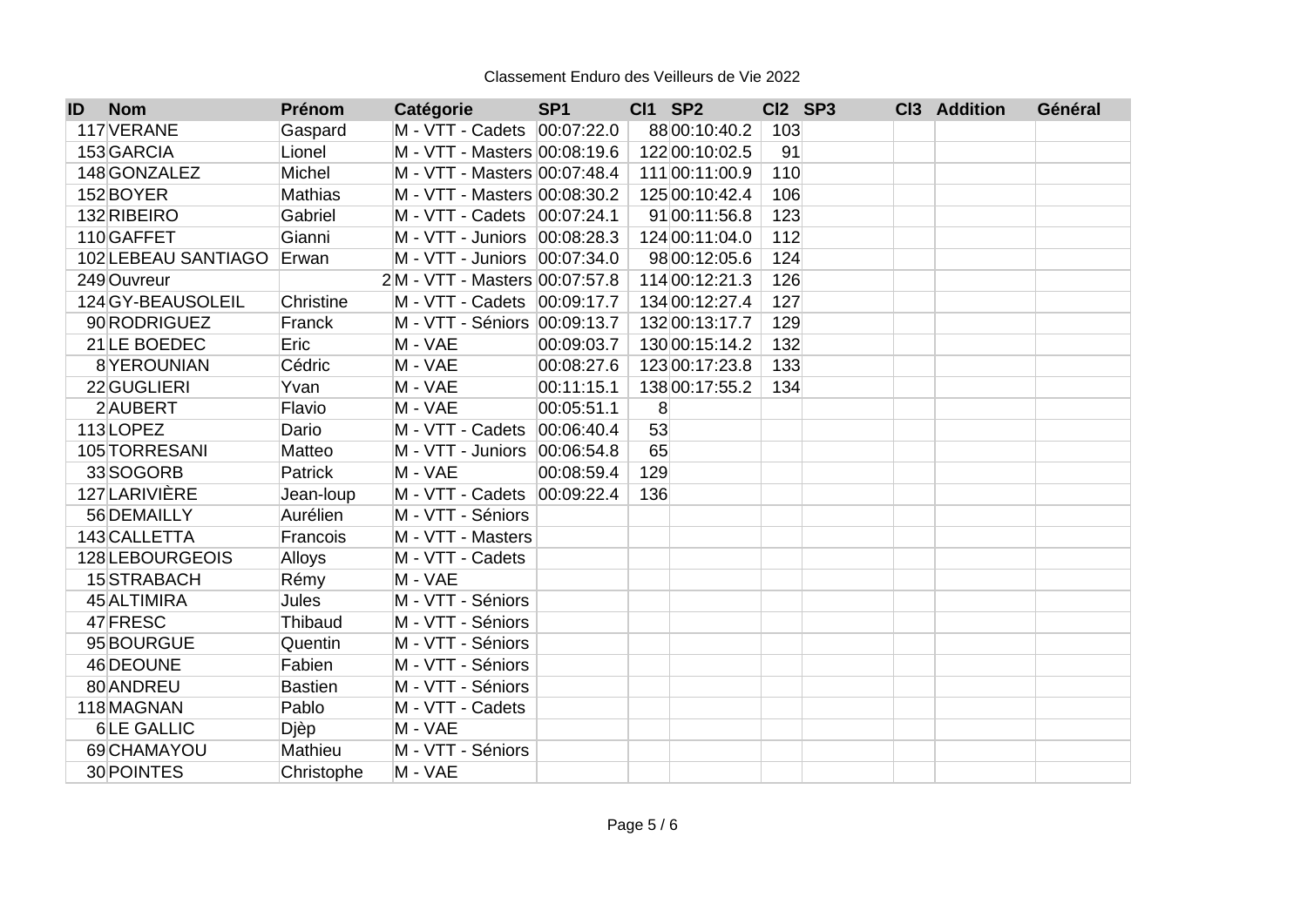Classement Enduro des Veilleurs de Vie 2022

| ID | Nom | Prénom | Catégorie | SP1 | Cl1 | SP2 | Cl2 | SP3 | Cl3 | Addition | Général |
|---|---|---|---|---|---|---|---|---|---|---|---|
| 117 | VERANE | Gaspard | M - VTT - Cadets | 00:07:22.0 | 88 | 00:10:40.2 | 103 | | | | |
| 153 | GARCIA | Lionel | M - VTT - Masters | 00:08:19.6 | 122 | 00:10:02.5 | 91 | | | | |
| 148 | GONZALEZ | Michel | M - VTT - Masters | 00:07:48.4 | 111 | 00:11:00.9 | 110 | | | | |
| 152 | BOYER | Mathias | M - VTT - Masters | 00:08:30.2 | 125 | 00:10:42.4 | 106 | | | | |
| 132 | RIBEIRO | Gabriel | M - VTT - Cadets | 00:07:24.1 | 91 | 00:11:56.8 | 123 | | | | |
| 110 | GAFFET | Gianni | M - VTT - Juniors | 00:08:28.3 | 124 | 00:11:04.0 | 112 | | | | |
| 102 | LEBEAU SANTIAGO | Erwan | M - VTT - Juniors | 00:07:34.0 | 98 | 00:12:05.6 | 124 | | | | |
| 249 | Ouvreur | 2 | M - VTT - Masters | 00:07:57.8 | 114 | 00:12:21.3 | 126 | | | | |
| 124 | GY-BEAUSOLEIL | Christine | M - VTT - Cadets | 00:09:17.7 | 134 | 00:12:27.4 | 127 | | | | |
| 90 | RODRIGUEZ | Franck | M - VTT - Séniors | 00:09:13.7 | 132 | 00:13:17.7 | 129 | | | | |
| 21 | LE BOEDEC | Eric | M - VAE | 00:09:03.7 | 130 | 00:15:14.2 | 132 | | | | |
| 8 | YEROUNIAN | Cédric | M - VAE | 00:08:27.6 | 123 | 00:17:23.8 | 133 | | | | |
| 22 | GUGLIERI | Yvan | M - VAE | 00:11:15.1 | 138 | 00:17:55.2 | 134 | | | | |
| 2 | AUBERT | Flavio | M - VAE | 00:05:51.1 | 8 | | | | | | |
| 113 | LOPEZ | Dario | M - VTT - Cadets | 00:06:40.4 | 53 | | | | | | |
| 105 | TORRESANI | Matteo | M - VTT - Juniors | 00:06:54.8 | 65 | | | | | | |
| 33 | SOGORB | Patrick | M - VAE | 00:08:59.4 | 129 | | | | | | |
| 127 | LARIVIÈRE | Jean-loup | M - VTT - Cadets | 00:09:22.4 | 136 | | | | | | |
| 56 | DEMAILLY | Aurélien | M - VTT - Séniors | | | | | | | | |
| 143 | CALLETTA | Francois | M - VTT - Masters | | | | | | | | |
| 128 | LEBOURGEOIS | Alloys | M - VTT - Cadets | | | | | | | | |
| 15 | STRABACH | Rémy | M - VAE | | | | | | | | |
| 45 | ALTIMIRA | Jules | M - VTT - Séniors | | | | | | | | |
| 47 | FRESC | Thibaud | M - VTT - Séniors | | | | | | | | |
| 95 | BOURGUE | Quentin | M - VTT - Séniors | | | | | | | | |
| 46 | DEOUNE | Fabien | M - VTT - Séniors | | | | | | | | |
| 80 | ANDREU | Bastien | M - VTT - Séniors | | | | | | | | |
| 118 | MAGNAN | Pablo | M - VTT - Cadets | | | | | | | | |
| 6 | LE GALLIC | Djèp | M - VAE | | | | | | | | |
| 69 | CHAMAYOU | Mathieu | M - VTT - Séniors | | | | | | | | |
| 30 | POINTES | Christophe | M - VAE | | | | | | | | |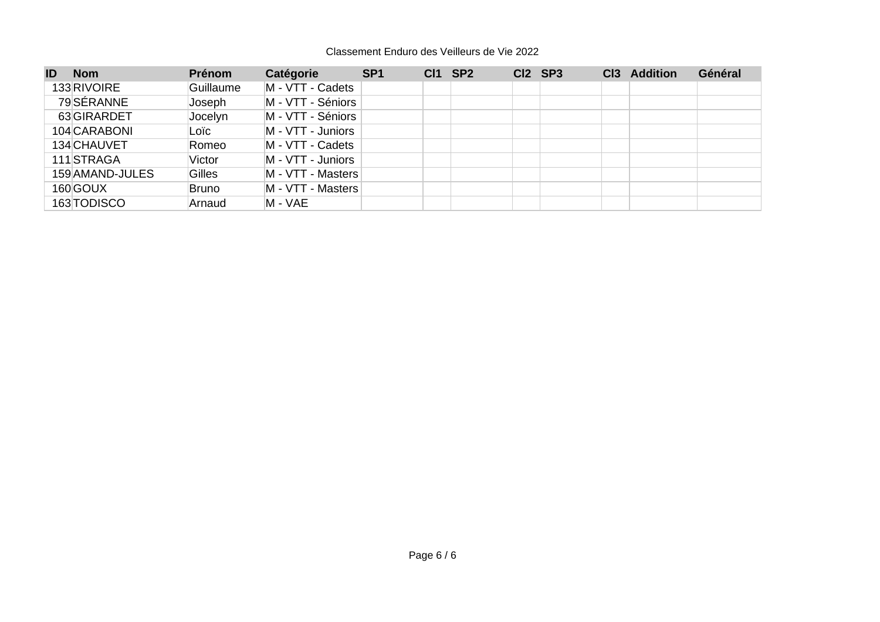Classement Enduro des Veilleurs de Vie 2022

| ID | Nom | Prénom | Catégorie | SP1 | Cl1 | SP2 | Cl2 | SP3 | Cl3 | Addition | Général |
|---|---|---|---|---|---|---|---|---|---|---|---|
| 133 | RIVOIRE | Guillaume | M - VTT - Cadets | | | | | | | | |
| 79 | SÉRANNE | Joseph | M - VTT - Séniors | | | | | | | | |
| 63 | GIRARDET | Jocelyn | M - VTT - Séniors | | | | | | | | |
| 104 | CARABONI | Loïc | M - VTT - Juniors | | | | | | | | |
| 134 | CHAUVET | Romeo | M - VTT - Cadets | | | | | | | | |
| 111 | STRAGA | Victor | M - VTT - Juniors | | | | | | | | |
| 159 | AMAND-JULES | Gilles | M - VTT - Masters | | | | | | | | |
| 160 | GOUX | Bruno | M - VTT - Masters | | | | | | | | |
| 163 | TODISCO | Arnaud | M - VAE | | | | | | | | |